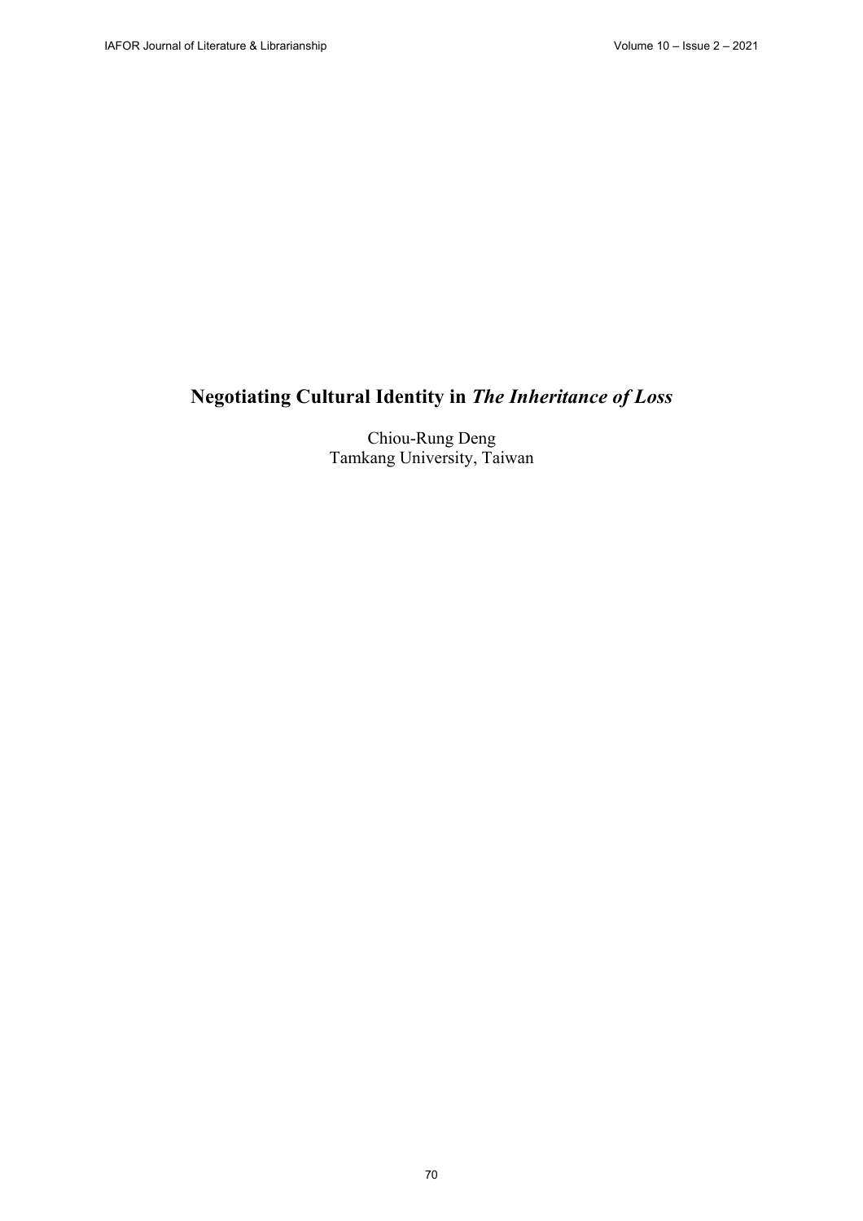# Negotiating Cultural Identity in *The Inheritance of Loss*

Chiou-Rung Deng
Tamkang University, Taiwan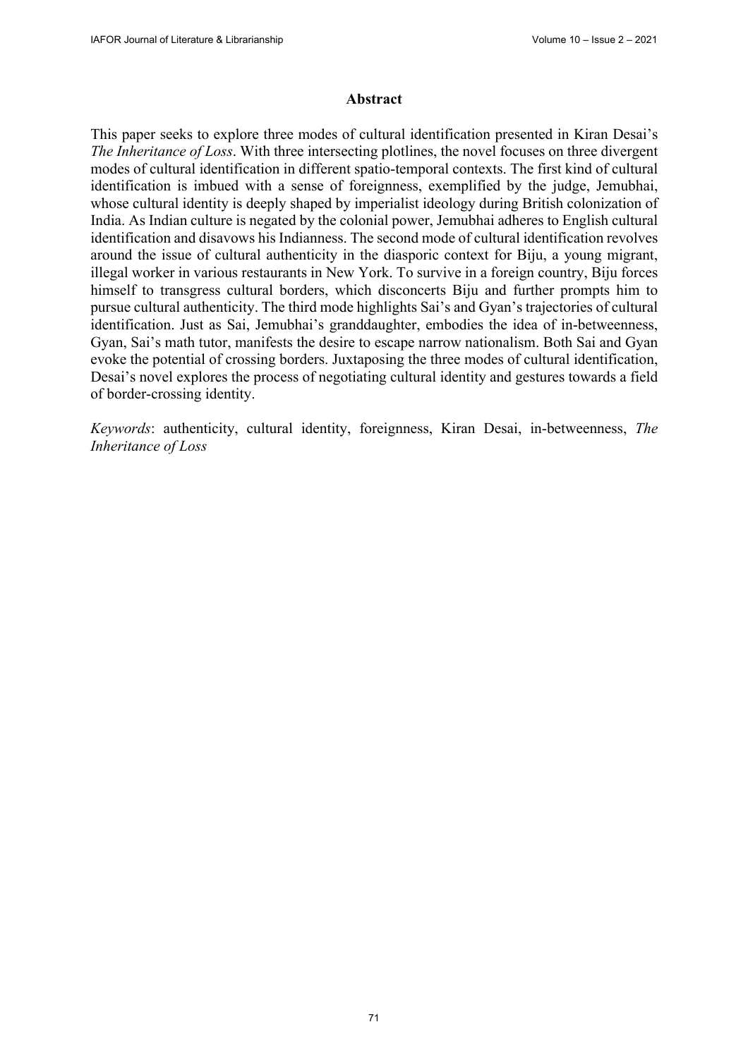## Abstract

This paper seeks to explore three modes of cultural identification presented in Kiran Desai's *The Inheritance of Loss*. With three intersecting plotlines, the novel focuses on three divergent modes of cultural identification in different spatio-temporal contexts. The first kind of cultural identification is imbued with a sense of foreignness, exemplified by the judge, Jemubhai, whose cultural identity is deeply shaped by imperialist ideology during British colonization of India. As Indian culture is negated by the colonial power, Jemubhai adheres to English cultural identification and disavows his Indianness. The second mode of cultural identification revolves around the issue of cultural authenticity in the diasporic context for Biju, a young migrant, illegal worker in various restaurants in New York. To survive in a foreign country, Biju forces himself to transgress cultural borders, which disconcerts Biju and further prompts him to pursue cultural authenticity. The third mode highlights Sai's and Gyan's trajectories of cultural identification. Just as Sai, Jemubhai's granddaughter, embodies the idea of in-betweenness, Gyan, Sai's math tutor, manifests the desire to escape narrow nationalism. Both Sai and Gyan evoke the potential of crossing borders. Juxtaposing the three modes of cultural identification, Desai's novel explores the process of negotiating cultural identity and gestures towards a field of border-crossing identity.

*Keywords*: authenticity, cultural identity, foreignness, Kiran Desai, in-betweenness, *The Inheritance of Loss*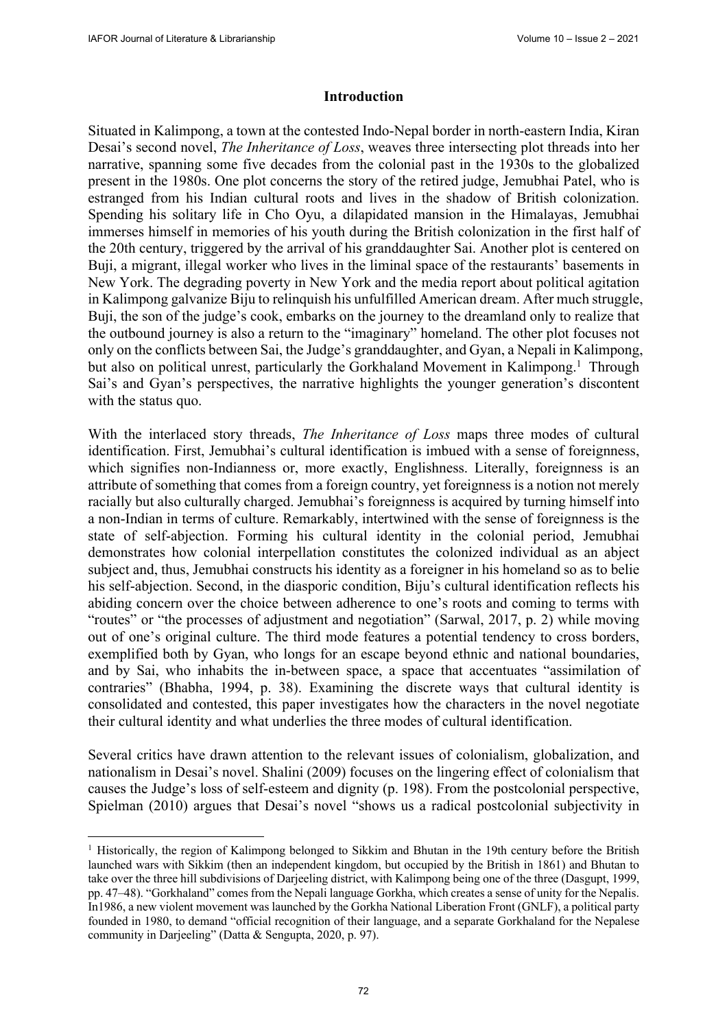## Introduction

Situated in Kalimpong, a town at the contested Indo-Nepal border in north-eastern India, Kiran Desai's second novel, *The Inheritance of Loss*, weaves three intersecting plot threads into her narrative, spanning some five decades from the colonial past in the 1930s to the globalized present in the 1980s. One plot concerns the story of the retired judge, Jemubhai Patel, who is estranged from his Indian cultural roots and lives in the shadow of British colonization. Spending his solitary life in Cho Oyu, a dilapidated mansion in the Himalayas, Jemubhai immerses himself in memories of his youth during the British colonization in the first half of the 20th century, triggered by the arrival of his granddaughter Sai. Another plot is centered on Buji, a migrant, illegal worker who lives in the liminal space of the restaurants' basements in New York. The degrading poverty in New York and the media report about political agitation in Kalimpong galvanize Biju to relinquish his unfulfilled American dream. After much struggle, Buji, the son of the judge's cook, embarks on the journey to the dreamland only to realize that the outbound journey is also a return to the "imaginary" homeland. The other plot focuses not only on the conflicts between Sai, the Judge's granddaughter, and Gyan, a Nepali in Kalimpong, but also on political unrest, particularly the Gorkhaland Movement in Kalimpong.[1] Through Sai's and Gyan's perspectives, the narrative highlights the younger generation's discontent with the status quo.

With the interlaced story threads, *The Inheritance of Loss* maps three modes of cultural identification. First, Jemubhai's cultural identification is imbued with a sense of foreignness, which signifies non-Indianness or, more exactly, Englishness. Literally, foreignness is an attribute of something that comes from a foreign country, yet foreignness is a notion not merely racially but also culturally charged. Jemubhai's foreignness is acquired by turning himself into a non-Indian in terms of culture. Remarkably, intertwined with the sense of foreignness is the state of self-abjection. Forming his cultural identity in the colonial period, Jemubhai demonstrates how colonial interpellation constitutes the colonized individual as an abject subject and, thus, Jemubhai constructs his identity as a foreigner in his homeland so as to belie his self-abjection. Second, in the diasporic condition, Biju's cultural identification reflects his abiding concern over the choice between adherence to one's roots and coming to terms with "routes" or "the processes of adjustment and negotiation" (Sarwal, 2017, p. 2) while moving out of one's original culture. The third mode features a potential tendency to cross borders, exemplified both by Gyan, who longs for an escape beyond ethnic and national boundaries, and by Sai, who inhabits the in-between space, a space that accentuates "assimilation of contraries" (Bhabha, 1994, p. 38). Examining the discrete ways that cultural identity is consolidated and contested, this paper investigates how the characters in the novel negotiate their cultural identity and what underlies the three modes of cultural identification.

Several critics have drawn attention to the relevant issues of colonialism, globalization, and nationalism in Desai's novel. Shalini (2009) focuses on the lingering effect of colonialism that causes the Judge's loss of self-esteem and dignity (p. 198). From the postcolonial perspective, Spielman (2010) argues that Desai's novel "shows us a radical postcolonial subjectivity in

---

[1] Historically, the region of Kalimpong belonged to Sikkim and Bhutan in the 19th century before the British launched wars with Sikkim (then an independent kingdom, but occupied by the British in 1861) and Bhutan to take over the three hill subdivisions of Darjeeling district, with Kalimpong being one of the three (Dasgupt, 1999, pp. 47–48). "Gorkhaland" comes from the Nepali language Gorkha, which creates a sense of unity for the Nepalis. In1986, a new violent movement was launched by the Gorkha National Liberation Front (GNLF), a political party founded in 1980, to demand "official recognition of their language, and a separate Gorkhaland for the Nepalese community in Darjeeling" (Datta & Sengupta, 2020, p. 97).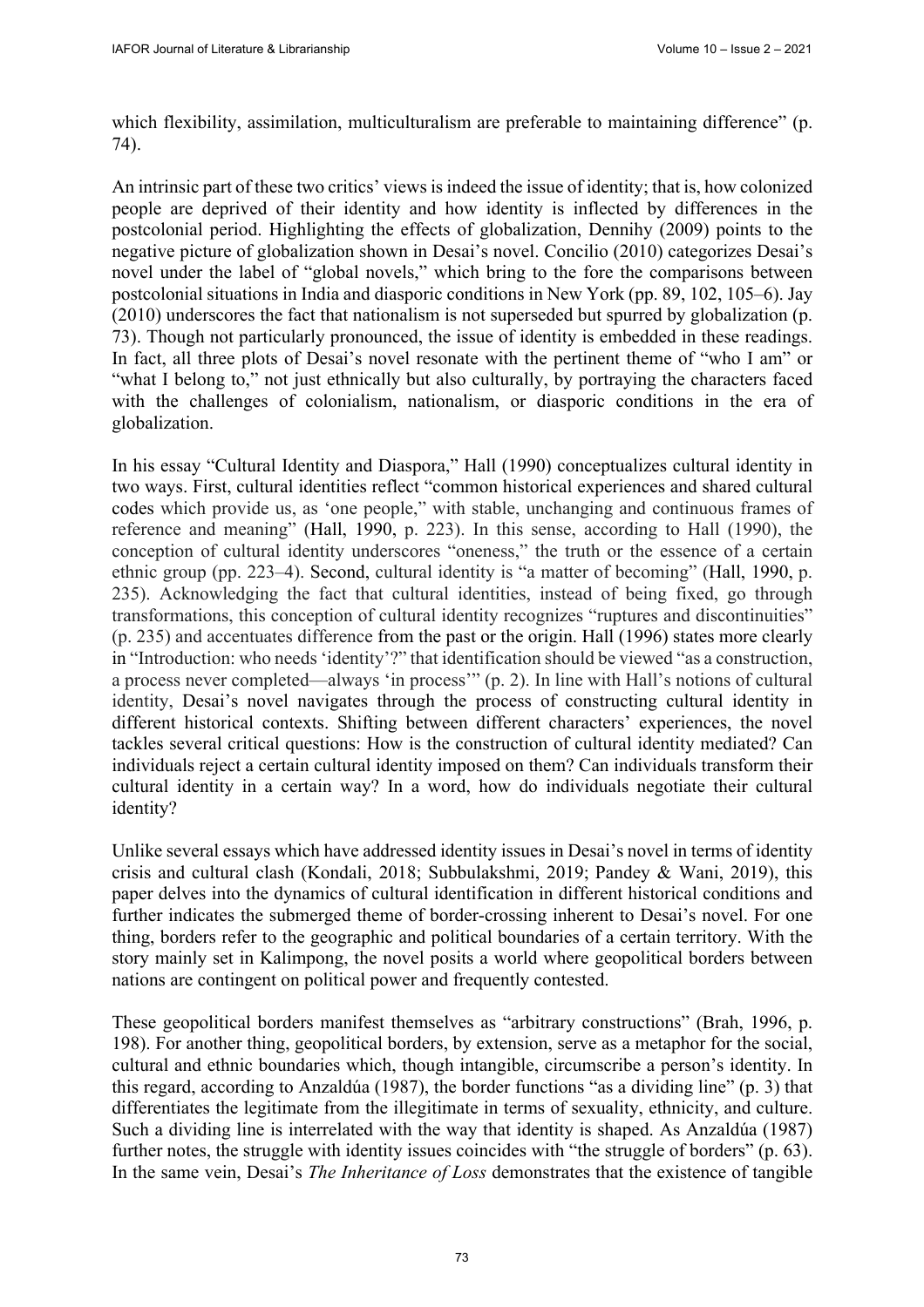which flexibility, assimilation, multiculturalism are preferable to maintaining difference" (p. 74).

An intrinsic part of these two critics' views is indeed the issue of identity; that is, how colonized people are deprived of their identity and how identity is inflected by differences in the postcolonial period. Highlighting the effects of globalization, Dennihy (2009) points to the negative picture of globalization shown in Desai's novel. Concilio (2010) categorizes Desai's novel under the label of "global novels," which bring to the fore the comparisons between postcolonial situations in India and diasporic conditions in New York (pp. 89, 102, 105–6). Jay (2010) underscores the fact that nationalism is not superseded but spurred by globalization (p. 73). Though not particularly pronounced, the issue of identity is embedded in these readings. In fact, all three plots of Desai's novel resonate with the pertinent theme of "who I am" or "what I belong to," not just ethnically but also culturally, by portraying the characters faced with the challenges of colonialism, nationalism, or diasporic conditions in the era of globalization.

In his essay "Cultural Identity and Diaspora," Hall (1990) conceptualizes cultural identity in two ways. First, cultural identities reflect "common historical experiences and shared cultural codes which provide us, as 'one people," with stable, unchanging and continuous frames of reference and meaning" (Hall, 1990, p. 223). In this sense, according to Hall (1990), the conception of cultural identity underscores "oneness," the truth or the essence of a certain ethnic group (pp. 223–4). Second, cultural identity is "a matter of becoming" (Hall, 1990, p. 235). Acknowledging the fact that cultural identities, instead of being fixed, go through transformations, this conception of cultural identity recognizes "ruptures and discontinuities" (p. 235) and accentuates difference from the past or the origin. Hall (1996) states more clearly in "Introduction: who needs 'identity'?" that identification should be viewed "as a construction, a process never completed—always 'in process'" (p. 2). In line with Hall's notions of cultural identity, Desai's novel navigates through the process of constructing cultural identity in different historical contexts. Shifting between different characters' experiences, the novel tackles several critical questions: How is the construction of cultural identity mediated? Can individuals reject a certain cultural identity imposed on them? Can individuals transform their cultural identity in a certain way? In a word, how do individuals negotiate their cultural identity?

Unlike several essays which have addressed identity issues in Desai's novel in terms of identity crisis and cultural clash (Kondali, 2018; Subbulakshmi, 2019; Pandey & Wani, 2019), this paper delves into the dynamics of cultural identification in different historical conditions and further indicates the submerged theme of border-crossing inherent to Desai's novel. For one thing, borders refer to the geographic and political boundaries of a certain territory. With the story mainly set in Kalimpong, the novel posits a world where geopolitical borders between nations are contingent on political power and frequently contested.

These geopolitical borders manifest themselves as "arbitrary constructions" (Brah, 1996, p. 198). For another thing, geopolitical borders, by extension, serve as a metaphor for the social, cultural and ethnic boundaries which, though intangible, circumscribe a person's identity. In this regard, according to Anzaldúa (1987), the border functions "as a dividing line" (p. 3) that differentiates the legitimate from the illegitimate in terms of sexuality, ethnicity, and culture. Such a dividing line is interrelated with the way that identity is shaped. As Anzaldúa (1987) further notes, the struggle with identity issues coincides with "the struggle of borders" (p. 63). In the same vein, Desai's *The Inheritance of Loss* demonstrates that the existence of tangible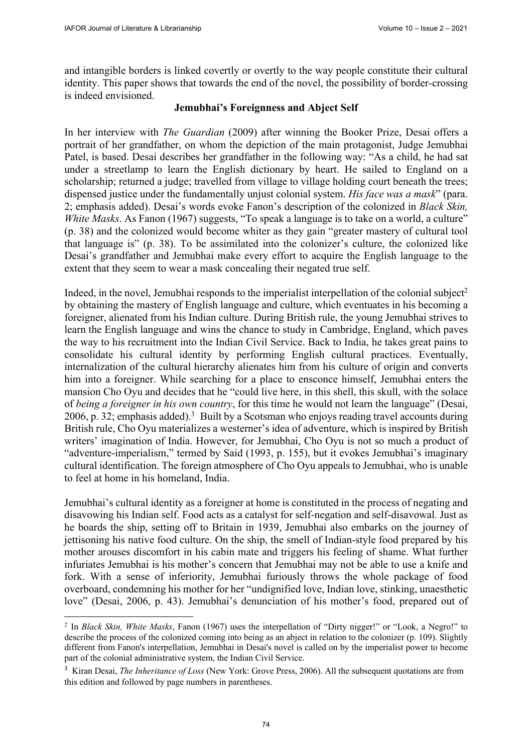and intangible borders is linked covertly or overtly to the way people constitute their cultural identity. This paper shows that towards the end of the novel, the possibility of border-crossing is indeed envisioned.

## Jemubhai's Foreignness and Abject Self

In her interview with *The Guardian* (2009) after winning the Booker Prize, Desai offers a portrait of her grandfather, on whom the depiction of the main protagonist, Judge Jemubhai Patel, is based. Desai describes her grandfather in the following way: "As a child, he had sat under a streetlamp to learn the English dictionary by heart. He sailed to England on a scholarship; returned a judge; travelled from village to village holding court beneath the trees; dispensed justice under the fundamentally unjust colonial system. *His face was a mask*" (para. 2; emphasis added). Desai's words evoke Fanon's description of the colonized in *Black Skin, White Masks*. As Fanon (1967) suggests, "To speak a language is to take on a world, a culture" (p. 38) and the colonized would become whiter as they gain "greater mastery of cultural tool that language is" (p. 38). To be assimilated into the colonizer's culture, the colonized like Desai's grandfather and Jemubhai make every effort to acquire the English language to the extent that they seem to wear a mask concealing their negated true self.

Indeed, in the novel, Jemubhai responds to the imperialist interpellation of the colonial subject[2] by obtaining the mastery of English language and culture, which eventuates in his becoming a foreigner, alienated from his Indian culture. During British rule, the young Jemubhai strives to learn the English language and wins the chance to study in Cambridge, England, which paves the way to his recruitment into the Indian Civil Service. Back to India, he takes great pains to consolidate his cultural identity by performing English cultural practices. Eventually, internalization of the cultural hierarchy alienates him from his culture of origin and converts him into a foreigner. While searching for a place to ensconce himself, Jemubhai enters the mansion Cho Oyu and decides that he "could live here, in this shell, this skull, with the solace of *being a foreigner in his own country*, for this time he would not learn the language" (Desai, 2006, p. 32; emphasis added).[3] Built by a Scotsman who enjoys reading travel accounts during British rule, Cho Oyu materializes a westerner's idea of adventure, which is inspired by British writers' imagination of India. However, for Jemubhai, Cho Oyu is not so much a product of "adventure-imperialism," termed by Said (1993, p. 155), but it evokes Jemubhai's imaginary cultural identification. The foreign atmosphere of Cho Oyu appeals to Jemubhai, who is unable to feel at home in his homeland, India.

Jemubhai's cultural identity as a foreigner at home is constituted in the process of negating and disavowing his Indian self. Food acts as a catalyst for self-negation and self-disavowal. Just as he boards the ship, setting off to Britain in 1939, Jemubhai also embarks on the journey of jettisoning his native food culture. On the ship, the smell of Indian-style food prepared by his mother arouses discomfort in his cabin mate and triggers his feeling of shame. What further infuriates Jemubhai is his mother's concern that Jemubhai may not be able to use a knife and fork. With a sense of inferiority, Jemubhai furiously throws the whole package of food overboard, condemning his mother for her "undignified love, Indian love, stinking, unaesthetic love" (Desai, 2006, p. 43). Jemubhai's denunciation of his mother's food, prepared out of

---

[2] In *Black Skin, White Masks*, Fanon (1967) uses the interpellation of "Dirty nigger!" or "Look, a Negro!" to describe the process of the colonized coming into being as an abject in relation to the colonizer (p. 109). Slightly different from Fanon's interpellation, Jemubhai in Desai's novel is called on by the imperialist power to become part of the colonial administrative system, the Indian Civil Service.

[3] Kiran Desai, *The Inheritance of Loss* (New York: Grove Press, 2006). All the subsequent quotations are from this edition and followed by page numbers in parentheses.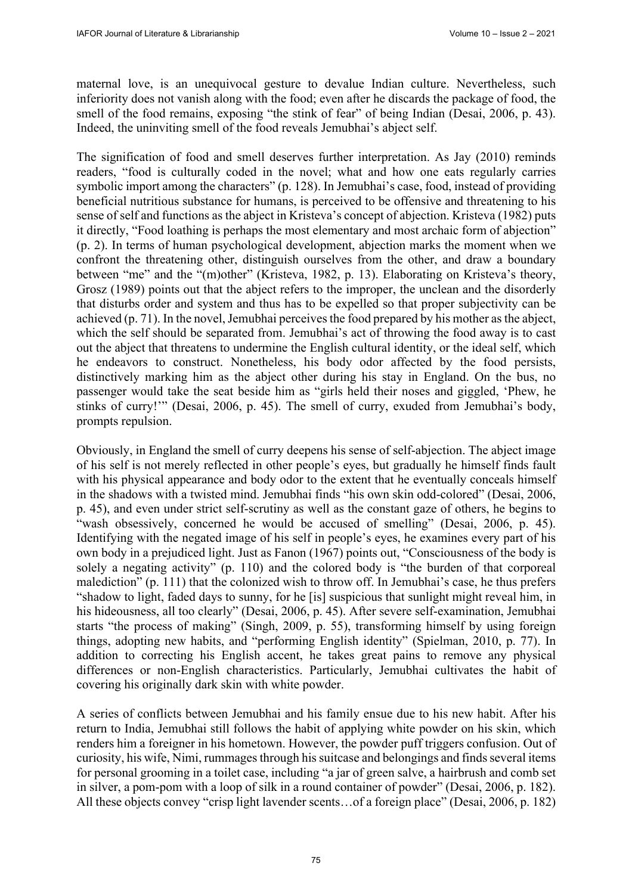maternal love, is an unequivocal gesture to devalue Indian culture. Nevertheless, such inferiority does not vanish along with the food; even after he discards the package of food, the smell of the food remains, exposing "the stink of fear" of being Indian (Desai, 2006, p. 43). Indeed, the uninviting smell of the food reveals Jemubhai's abject self.

The signification of food and smell deserves further interpretation. As Jay (2010) reminds readers, "food is culturally coded in the novel; what and how one eats regularly carries symbolic import among the characters" (p. 128). In Jemubhai's case, food, instead of providing beneficial nutritious substance for humans, is perceived to be offensive and threatening to his sense of self and functions as the abject in Kristeva's concept of abjection. Kristeva (1982) puts it directly, "Food loathing is perhaps the most elementary and most archaic form of abjection" (p. 2). In terms of human psychological development, abjection marks the moment when we confront the threatening other, distinguish ourselves from the other, and draw a boundary between "me" and the "(m)other" (Kristeva, 1982, p. 13). Elaborating on Kristeva's theory, Grosz (1989) points out that the abject refers to the improper, the unclean and the disorderly that disturbs order and system and thus has to be expelled so that proper subjectivity can be achieved (p. 71). In the novel, Jemubhai perceives the food prepared by his mother as the abject, which the self should be separated from. Jemubhai's act of throwing the food away is to cast out the abject that threatens to undermine the English cultural identity, or the ideal self, which he endeavors to construct. Nonetheless, his body odor affected by the food persists, distinctively marking him as the abject other during his stay in England. On the bus, no passenger would take the seat beside him as "girls held their noses and giggled, 'Phew, he stinks of curry!'" (Desai, 2006, p. 45). The smell of curry, exuded from Jemubhai's body, prompts repulsion.

Obviously, in England the smell of curry deepens his sense of self-abjection. The abject image of his self is not merely reflected in other people's eyes, but gradually he himself finds fault with his physical appearance and body odor to the extent that he eventually conceals himself in the shadows with a twisted mind. Jemubhai finds "his own skin odd-colored" (Desai, 2006, p. 45), and even under strict self-scrutiny as well as the constant gaze of others, he begins to "wash obsessively, concerned he would be accused of smelling" (Desai, 2006, p. 45). Identifying with the negated image of his self in people's eyes, he examines every part of his own body in a prejudiced light. Just as Fanon (1967) points out, "Consciousness of the body is solely a negating activity" (p. 110) and the colored body is "the burden of that corporeal malediction" (p. 111) that the colonized wish to throw off. In Jemubhai's case, he thus prefers "shadow to light, faded days to sunny, for he [is] suspicious that sunlight might reveal him, in his hideousness, all too clearly" (Desai, 2006, p. 45). After severe self-examination, Jemubhai starts "the process of making" (Singh, 2009, p. 55), transforming himself by using foreign things, adopting new habits, and "performing English identity" (Spielman, 2010, p. 77). In addition to correcting his English accent, he takes great pains to remove any physical differences or non-English characteristics. Particularly, Jemubhai cultivates the habit of covering his originally dark skin with white powder.

A series of conflicts between Jemubhai and his family ensue due to his new habit. After his return to India, Jemubhai still follows the habit of applying white powder on his skin, which renders him a foreigner in his hometown. However, the powder puff triggers confusion. Out of curiosity, his wife, Nimi, rummages through his suitcase and belongings and finds several items for personal grooming in a toilet case, including "a jar of green salve, a hairbrush and comb set in silver, a pom-pom with a loop of silk in a round container of powder" (Desai, 2006, p. 182). All these objects convey "crisp light lavender scents…of a foreign place" (Desai, 2006, p. 182)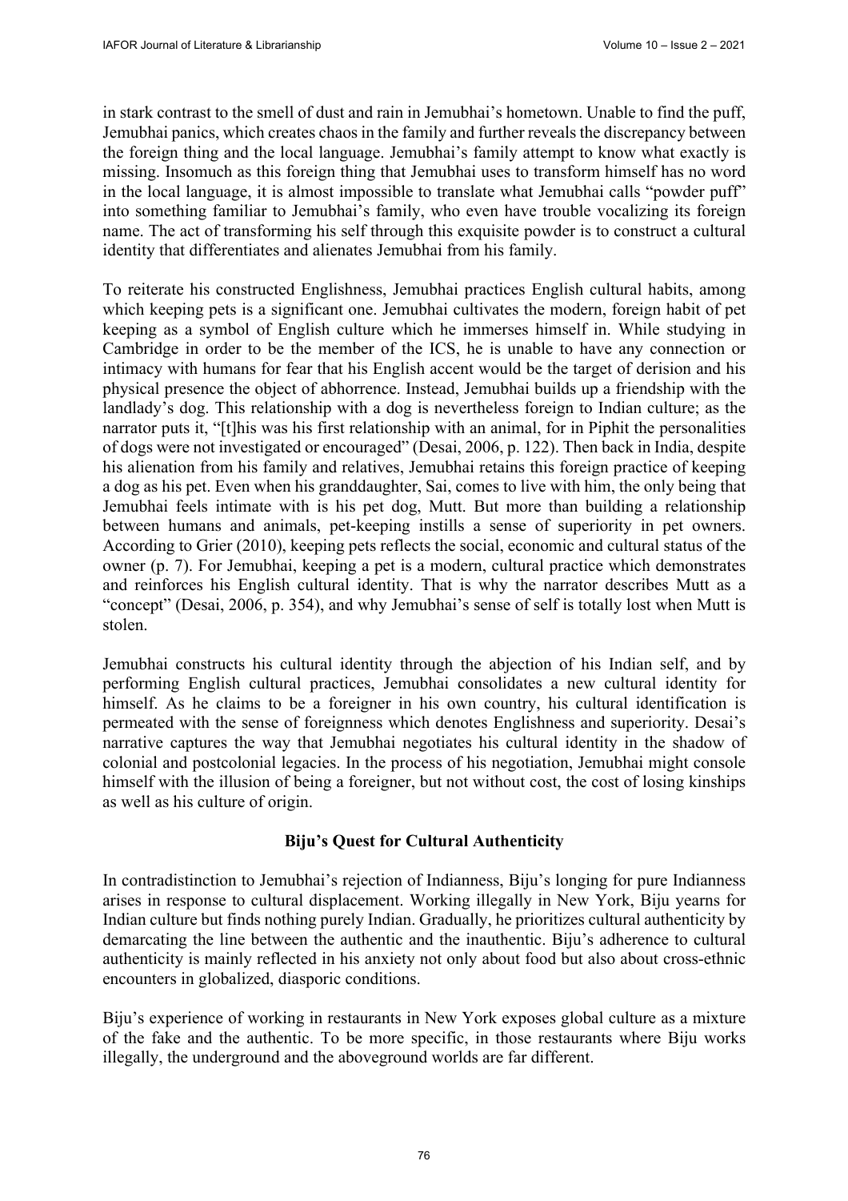in stark contrast to the smell of dust and rain in Jemubhai's hometown. Unable to find the puff, Jemubhai panics, which creates chaos in the family and further reveals the discrepancy between the foreign thing and the local language. Jemubhai's family attempt to know what exactly is missing. Insomuch as this foreign thing that Jemubhai uses to transform himself has no word in the local language, it is almost impossible to translate what Jemubhai calls "powder puff" into something familiar to Jemubhai's family, who even have trouble vocalizing its foreign name. The act of transforming his self through this exquisite powder is to construct a cultural identity that differentiates and alienates Jemubhai from his family.

To reiterate his constructed Englishness, Jemubhai practices English cultural habits, among which keeping pets is a significant one. Jemubhai cultivates the modern, foreign habit of pet keeping as a symbol of English culture which he immerses himself in. While studying in Cambridge in order to be the member of the ICS, he is unable to have any connection or intimacy with humans for fear that his English accent would be the target of derision and his physical presence the object of abhorrence. Instead, Jemubhai builds up a friendship with the landlady's dog. This relationship with a dog is nevertheless foreign to Indian culture; as the narrator puts it, "[t]his was his first relationship with an animal, for in Piphit the personalities of dogs were not investigated or encouraged" (Desai, 2006, p. 122). Then back in India, despite his alienation from his family and relatives, Jemubhai retains this foreign practice of keeping a dog as his pet. Even when his granddaughter, Sai, comes to live with him, the only being that Jemubhai feels intimate with is his pet dog, Mutt. But more than building a relationship between humans and animals, pet-keeping instills a sense of superiority in pet owners. According to Grier (2010), keeping pets reflects the social, economic and cultural status of the owner (p. 7). For Jemubhai, keeping a pet is a modern, cultural practice which demonstrates and reinforces his English cultural identity. That is why the narrator describes Mutt as a "concept" (Desai, 2006, p. 354), and why Jemubhai's sense of self is totally lost when Mutt is stolen.

Jemubhai constructs his cultural identity through the abjection of his Indian self, and by performing English cultural practices, Jemubhai consolidates a new cultural identity for himself. As he claims to be a foreigner in his own country, his cultural identification is permeated with the sense of foreignness which denotes Englishness and superiority. Desai's narrative captures the way that Jemubhai negotiates his cultural identity in the shadow of colonial and postcolonial legacies. In the process of his negotiation, Jemubhai might console himself with the illusion of being a foreigner, but not without cost, the cost of losing kinships as well as his culture of origin.

## Biju's Quest for Cultural Authenticity

In contradistinction to Jemubhai's rejection of Indianness, Biju's longing for pure Indianness arises in response to cultural displacement. Working illegally in New York, Biju yearns for Indian culture but finds nothing purely Indian. Gradually, he prioritizes cultural authenticity by demarcating the line between the authentic and the inauthentic. Biju's adherence to cultural authenticity is mainly reflected in his anxiety not only about food but also about cross-ethnic encounters in globalized, diasporic conditions.

Biju's experience of working in restaurants in New York exposes global culture as a mixture of the fake and the authentic. To be more specific, in those restaurants where Biju works illegally, the underground and the aboveground worlds are far different.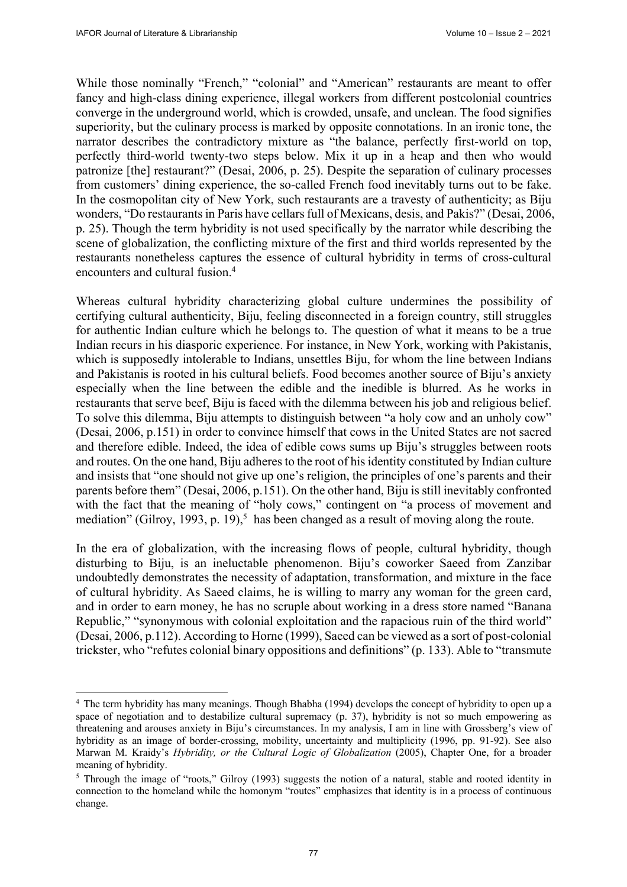While those nominally "French," "colonial" and "American" restaurants are meant to offer fancy and high-class dining experience, illegal workers from different postcolonial countries converge in the underground world, which is crowded, unsafe, and unclean. The food signifies superiority, but the culinary process is marked by opposite connotations. In an ironic tone, the narrator describes the contradictory mixture as "the balance, perfectly first-world on top, perfectly third-world twenty-two steps below. Mix it up in a heap and then who would patronize [the] restaurant?" (Desai, 2006, p. 25). Despite the separation of culinary processes from customers' dining experience, the so-called French food inevitably turns out to be fake. In the cosmopolitan city of New York, such restaurants are a travesty of authenticity; as Biju wonders, "Do restaurants in Paris have cellars full of Mexicans, desis, and Pakis?" (Desai, 2006, p. 25). Though the term hybridity is not used specifically by the narrator while describing the scene of globalization, the conflicting mixture of the first and third worlds represented by the restaurants nonetheless captures the essence of cultural hybridity in terms of cross-cultural encounters and cultural fusion.[4]

Whereas cultural hybridity characterizing global culture undermines the possibility of certifying cultural authenticity, Biju, feeling disconnected in a foreign country, still struggles for authentic Indian culture which he belongs to. The question of what it means to be a true Indian recurs in his diasporic experience. For instance, in New York, working with Pakistanis, which is supposedly intolerable to Indians, unsettles Biju, for whom the line between Indians and Pakistanis is rooted in his cultural beliefs. Food becomes another source of Biju's anxiety especially when the line between the edible and the inedible is blurred. As he works in restaurants that serve beef, Biju is faced with the dilemma between his job and religious belief. To solve this dilemma, Biju attempts to distinguish between "a holy cow and an unholy cow" (Desai, 2006, p.151) in order to convince himself that cows in the United States are not sacred and therefore edible. Indeed, the idea of edible cows sums up Biju's struggles between roots and routes. On the one hand, Biju adheres to the root of his identity constituted by Indian culture and insists that "one should not give up one's religion, the principles of one's parents and their parents before them" (Desai, 2006, p.151). On the other hand, Biju is still inevitably confronted with the fact that the meaning of "holy cows," contingent on "a process of movement and mediation" (Gilroy, 1993, p. 19),[5] has been changed as a result of moving along the route.

In the era of globalization, with the increasing flows of people, cultural hybridity, though disturbing to Biju, is an ineluctable phenomenon. Biju's coworker Saeed from Zanzibar undoubtedly demonstrates the necessity of adaptation, transformation, and mixture in the face of cultural hybridity. As Saeed claims, he is willing to marry any woman for the green card, and in order to earn money, he has no scruple about working in a dress store named "Banana Republic," "synonymous with colonial exploitation and the rapacious ruin of the third world" (Desai, 2006, p.112). According to Horne (1999), Saeed can be viewed as a sort of post-colonial trickster, who "refutes colonial binary oppositions and definitions" (p. 133). Able to "transmute

---

[4] The term hybridity has many meanings. Though Bhabha (1994) develops the concept of hybridity to open up a space of negotiation and to destabilize cultural supremacy (p. 37), hybridity is not so much empowering as threatening and arouses anxiety in Biju's circumstances. In my analysis, I am in line with Grossberg's view of hybridity as an image of border-crossing, mobility, uncertainty and multiplicity (1996, pp. 91-92). See also Marwan M. Kraidy's *Hybridity, or the Cultural Logic of Globalization* (2005), Chapter One, for a broader meaning of hybridity.

[5] Through the image of "roots," Gilroy (1993) suggests the notion of a natural, stable and rooted identity in connection to the homeland while the homonym "routes" emphasizes that identity is in a process of continuous change.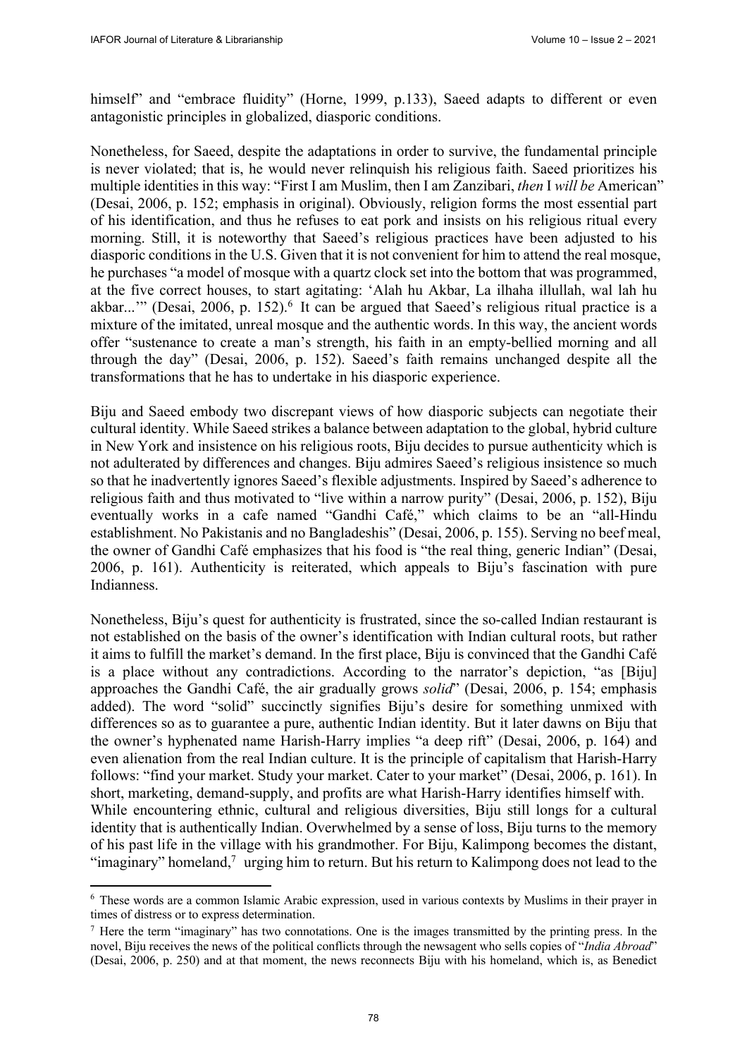himself" and "embrace fluidity" (Horne, 1999, p.133), Saeed adapts to different or even antagonistic principles in globalized, diasporic conditions.

Nonetheless, for Saeed, despite the adaptations in order to survive, the fundamental principle is never violated; that is, he would never relinquish his religious faith. Saeed prioritizes his multiple identities in this way: "First I am Muslim, then I am Zanzibari, *then* I *will be* American" (Desai, 2006, p. 152; emphasis in original). Obviously, religion forms the most essential part of his identification, and thus he refuses to eat pork and insists on his religious ritual every morning. Still, it is noteworthy that Saeed's religious practices have been adjusted to his diasporic conditions in the U.S. Given that it is not convenient for him to attend the real mosque, he purchases "a model of mosque with a quartz clock set into the bottom that was programmed, at the five correct houses, to start agitating: 'Alah hu Akbar, La ilhaha illullah, wal lah hu akbar...'" (Desai, 2006, p. 152).[6] It can be argued that Saeed's religious ritual practice is a mixture of the imitated, unreal mosque and the authentic words. In this way, the ancient words offer "sustenance to create a man's strength, his faith in an empty-bellied morning and all through the day" (Desai, 2006, p. 152). Saeed's faith remains unchanged despite all the transformations that he has to undertake in his diasporic experience.

Biju and Saeed embody two discrepant views of how diasporic subjects can negotiate their cultural identity. While Saeed strikes a balance between adaptation to the global, hybrid culture in New York and insistence on his religious roots, Biju decides to pursue authenticity which is not adulterated by differences and changes. Biju admires Saeed's religious insistence so much so that he inadvertently ignores Saeed's flexible adjustments. Inspired by Saeed's adherence to religious faith and thus motivated to "live within a narrow purity" (Desai, 2006, p. 152), Biju eventually works in a cafe named "Gandhi Café," which claims to be an "all-Hindu establishment. No Pakistanis and no Bangladeshis" (Desai, 2006, p. 155). Serving no beef meal, the owner of Gandhi Café emphasizes that his food is "the real thing, generic Indian" (Desai, 2006, p. 161). Authenticity is reiterated, which appeals to Biju's fascination with pure Indianness.

Nonetheless, Biju's quest for authenticity is frustrated, since the so-called Indian restaurant is not established on the basis of the owner's identification with Indian cultural roots, but rather it aims to fulfill the market's demand. In the first place, Biju is convinced that the Gandhi Café is a place without any contradictions. According to the narrator's depiction, "as [Biju] approaches the Gandhi Café, the air gradually grows *solid*" (Desai, 2006, p. 154; emphasis added). The word "solid" succinctly signifies Biju's desire for something unmixed with differences so as to guarantee a pure, authentic Indian identity. But it later dawns on Biju that the owner's hyphenated name Harish-Harry implies "a deep rift" (Desai, 2006, p. 164) and even alienation from the real Indian culture. It is the principle of capitalism that Harish-Harry follows: "find your market. Study your market. Cater to your market" (Desai, 2006, p. 161). In short, marketing, demand-supply, and profits are what Harish-Harry identifies himself with.

While encountering ethnic, cultural and religious diversities, Biju still longs for a cultural identity that is authentically Indian. Overwhelmed by a sense of loss, Biju turns to the memory of his past life in the village with his grandmother. For Biju, Kalimpong becomes the distant, "imaginary" homeland,[7] urging him to return. But his return to Kalimpong does not lead to the

---

[6] These words are a common Islamic Arabic expression, used in various contexts by Muslims in their prayer in times of distress or to express determination.

[7] Here the term "imaginary" has two connotations. One is the images transmitted by the printing press. In the novel, Biju receives the news of the political conflicts through the newsagent who sells copies of "*India Abroad*" (Desai, 2006, p. 250) and at that moment, the news reconnects Biju with his homeland, which is, as Benedict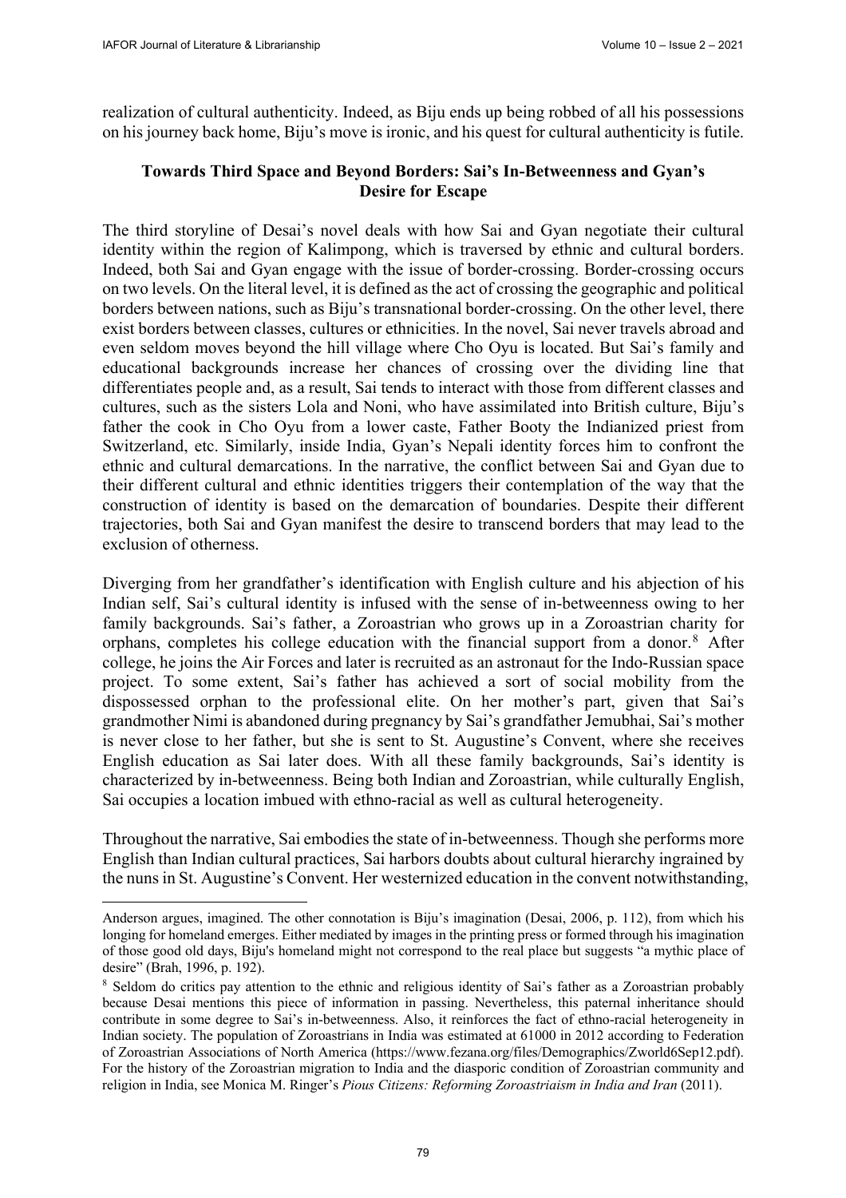realization of cultural authenticity. Indeed, as Biju ends up being robbed of all his possessions on his journey back home, Biju's move is ironic, and his quest for cultural authenticity is futile.

### Towards Third Space and Beyond Borders: Sai's In-Betweenness and Gyan's Desire for Escape

The third storyline of Desai's novel deals with how Sai and Gyan negotiate their cultural identity within the region of Kalimpong, which is traversed by ethnic and cultural borders. Indeed, both Sai and Gyan engage with the issue of border-crossing. Border-crossing occurs on two levels. On the literal level, it is defined as the act of crossing the geographic and political borders between nations, such as Biju's transnational border-crossing. On the other level, there exist borders between classes, cultures or ethnicities. In the novel, Sai never travels abroad and even seldom moves beyond the hill village where Cho Oyu is located. But Sai's family and educational backgrounds increase her chances of crossing over the dividing line that differentiates people and, as a result, Sai tends to interact with those from different classes and cultures, such as the sisters Lola and Noni, who have assimilated into British culture, Biju's father the cook in Cho Oyu from a lower caste, Father Booty the Indianized priest from Switzerland, etc. Similarly, inside India, Gyan's Nepali identity forces him to confront the ethnic and cultural demarcations. In the narrative, the conflict between Sai and Gyan due to their different cultural and ethnic identities triggers their contemplation of the way that the construction of identity is based on the demarcation of boundaries. Despite their different trajectories, both Sai and Gyan manifest the desire to transcend borders that may lead to the exclusion of otherness.

Diverging from her grandfather's identification with English culture and his abjection of his Indian self, Sai's cultural identity is infused with the sense of in-betweenness owing to her family backgrounds. Sai's father, a Zoroastrian who grows up in a Zoroastrian charity for orphans, completes his college education with the financial support from a donor.[8] After college, he joins the Air Forces and later is recruited as an astronaut for the Indo-Russian space project. To some extent, Sai's father has achieved a sort of social mobility from the dispossessed orphan to the professional elite. On her mother's part, given that Sai's grandmother Nimi is abandoned during pregnancy by Sai's grandfather Jemubhai, Sai's mother is never close to her father, but she is sent to St. Augustine's Convent, where she receives English education as Sai later does. With all these family backgrounds, Sai's identity is characterized by in-betweenness. Being both Indian and Zoroastrian, while culturally English, Sai occupies a location imbued with ethno-racial as well as cultural heterogeneity.

Throughout the narrative, Sai embodies the state of in-betweenness. Though she performs more English than Indian cultural practices, Sai harbors doubts about cultural hierarchy ingrained by the nuns in St. Augustine's Convent. Her westernized education in the convent notwithstanding,

---

Anderson argues, imagined. The other connotation is Biju's imagination (Desai, 2006, p. 112), from which his longing for homeland emerges. Either mediated by images in the printing press or formed through his imagination of those good old days, Biju's homeland might not correspond to the real place but suggests "a mythic place of desire" (Brah, 1996, p. 192).

[8] Seldom do critics pay attention to the ethnic and religious identity of Sai's father as a Zoroastrian probably because Desai mentions this piece of information in passing. Nevertheless, this paternal inheritance should contribute in some degree to Sai's in-betweenness. Also, it reinforces the fact of ethno-racial heterogeneity in Indian society. The population of Zoroastrians in India was estimated at 61000 in 2012 according to Federation of Zoroastrian Associations of North America (https://www.fezana.org/files/Demographics/Zworld6Sep12.pdf). For the history of the Zoroastrian migration to India and the diasporic condition of Zoroastrian community and religion in India, see Monica M. Ringer's *Pious Citizens: Reforming Zoroastriaism in India and Iran* (2011).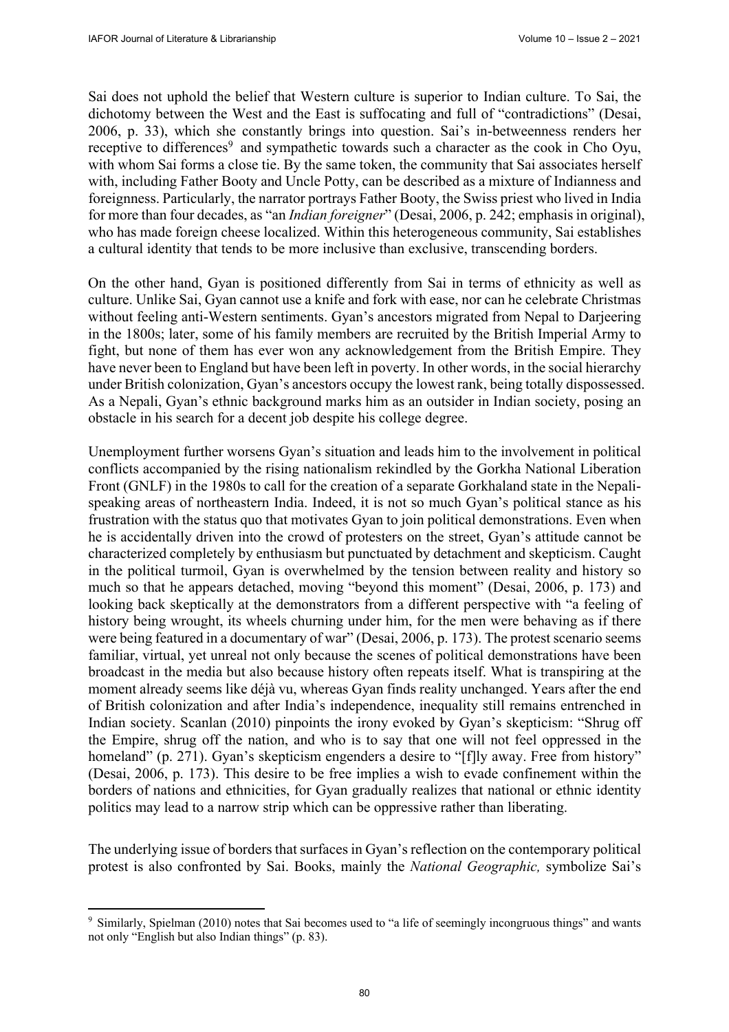Sai does not uphold the belief that Western culture is superior to Indian culture. To Sai, the dichotomy between the West and the East is suffocating and full of "contradictions" (Desai, 2006, p. 33), which she constantly brings into question. Sai's in-betweenness renders her receptive to differences[9] and sympathetic towards such a character as the cook in Cho Oyu, with whom Sai forms a close tie. By the same token, the community that Sai associates herself with, including Father Booty and Uncle Potty, can be described as a mixture of Indianness and foreignness. Particularly, the narrator portrays Father Booty, the Swiss priest who lived in India for more than four decades, as "an *Indian foreigner*" (Desai, 2006, p. 242; emphasis in original), who has made foreign cheese localized. Within this heterogeneous community, Sai establishes a cultural identity that tends to be more inclusive than exclusive, transcending borders.

On the other hand, Gyan is positioned differently from Sai in terms of ethnicity as well as culture. Unlike Sai, Gyan cannot use a knife and fork with ease, nor can he celebrate Christmas without feeling anti-Western sentiments. Gyan's ancestors migrated from Nepal to Darjeering in the 1800s; later, some of his family members are recruited by the British Imperial Army to fight, but none of them has ever won any acknowledgement from the British Empire. They have never been to England but have been left in poverty. In other words, in the social hierarchy under British colonization, Gyan's ancestors occupy the lowest rank, being totally dispossessed. As a Nepali, Gyan's ethnic background marks him as an outsider in Indian society, posing an obstacle in his search for a decent job despite his college degree.

Unemployment further worsens Gyan's situation and leads him to the involvement in political conflicts accompanied by the rising nationalism rekindled by the Gorkha National Liberation Front (GNLF) in the 1980s to call for the creation of a separate Gorkhaland state in the Nepali-speaking areas of northeastern India. Indeed, it is not so much Gyan's political stance as his frustration with the status quo that motivates Gyan to join political demonstrations. Even when he is accidentally driven into the crowd of protesters on the street, Gyan's attitude cannot be characterized completely by enthusiasm but punctuated by detachment and skepticism. Caught in the political turmoil, Gyan is overwhelmed by the tension between reality and history so much so that he appears detached, moving "beyond this moment" (Desai, 2006, p. 173) and looking back skeptically at the demonstrators from a different perspective with "a feeling of history being wrought, its wheels churning under him, for the men were behaving as if there were being featured in a documentary of war" (Desai, 2006, p. 173). The protest scenario seems familiar, virtual, yet unreal not only because the scenes of political demonstrations have been broadcast in the media but also because history often repeats itself. What is transpiring at the moment already seems like déjà vu, whereas Gyan finds reality unchanged. Years after the end of British colonization and after India's independence, inequality still remains entrenched in Indian society. Scanlan (2010) pinpoints the irony evoked by Gyan's skepticism: "Shrug off the Empire, shrug off the nation, and who is to say that one will not feel oppressed in the homeland" (p. 271). Gyan's skepticism engenders a desire to "[f]ly away. Free from history" (Desai, 2006, p. 173). This desire to be free implies a wish to evade confinement within the borders of nations and ethnicities, for Gyan gradually realizes that national or ethnic identity politics may lead to a narrow strip which can be oppressive rather than liberating.

The underlying issue of borders that surfaces in Gyan's reflection on the contemporary political protest is also confronted by Sai. Books, mainly the *National Geographic,* symbolize Sai's

[9] Similarly, Spielman (2010) notes that Sai becomes used to "a life of seemingly incongruous things" and wants not only "English but also Indian things" (p. 83).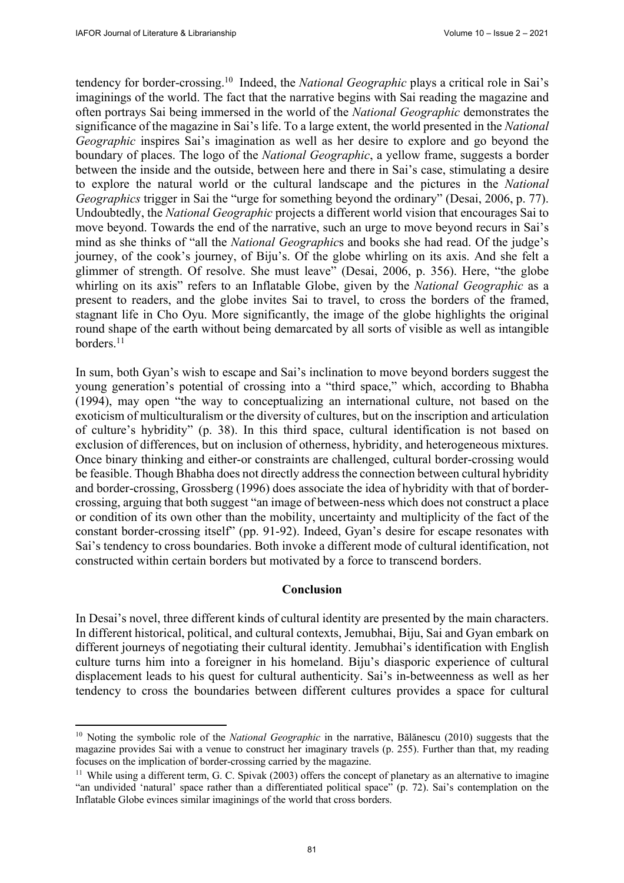tendency for border-crossing.[10] Indeed, the *National Geographic* plays a critical role in Sai's imaginings of the world. The fact that the narrative begins with Sai reading the magazine and often portrays Sai being immersed in the world of the *National Geographic* demonstrates the significance of the magazine in Sai's life. To a large extent, the world presented in the *National Geographic* inspires Sai's imagination as well as her desire to explore and go beyond the boundary of places. The logo of the *National Geographic*, a yellow frame, suggests a border between the inside and the outside, between here and there in Sai's case, stimulating a desire to explore the natural world or the cultural landscape and the pictures in the *National Geographics* trigger in Sai the "urge for something beyond the ordinary" (Desai, 2006, p. 77). Undoubtedly, the *National Geographic* projects a different world vision that encourages Sai to move beyond. Towards the end of the narrative, such an urge to move beyond recurs in Sai's mind as she thinks of "all the *National Geographic*s and books she had read. Of the judge's journey, of the cook's journey, of Biju's. Of the globe whirling on its axis. And she felt a glimmer of strength. Of resolve. She must leave" (Desai, 2006, p. 356). Here, "the globe whirling on its axis" refers to an Inflatable Globe, given by the *National Geographic* as a present to readers, and the globe invites Sai to travel, to cross the borders of the framed, stagnant life in Cho Oyu. More significantly, the image of the globe highlights the original round shape of the earth without being demarcated by all sorts of visible as well as intangible borders.[11]

In sum, both Gyan's wish to escape and Sai's inclination to move beyond borders suggest the young generation's potential of crossing into a "third space," which, according to Bhabha (1994), may open "the way to conceptualizing an international culture, not based on the exoticism of multiculturalism or the diversity of cultures, but on the inscription and articulation of culture's hybridity" (p. 38). In this third space, cultural identification is not based on exclusion of differences, but on inclusion of otherness, hybridity, and heterogeneous mixtures. Once binary thinking and either-or constraints are challenged, cultural border-crossing would be feasible. Though Bhabha does not directly address the connection between cultural hybridity and border-crossing, Grossberg (1996) does associate the idea of hybridity with that of border-crossing, arguing that both suggest "an image of between-ness which does not construct a place or condition of its own other than the mobility, uncertainty and multiplicity of the fact of the constant border-crossing itself" (pp. 91-92). Indeed, Gyan's desire for escape resonates with Sai's tendency to cross boundaries. Both invoke a different mode of cultural identification, not constructed within certain borders but motivated by a force to transcend borders.

## Conclusion

In Desai's novel, three different kinds of cultural identity are presented by the main characters. In different historical, political, and cultural contexts, Jemubhai, Biju, Sai and Gyan embark on different journeys of negotiating their cultural identity. Jemubhai's identification with English culture turns him into a foreigner in his homeland. Biju's diasporic experience of cultural displacement leads to his quest for cultural authenticity. Sai's in-betweenness as well as her tendency to cross the boundaries between different cultures provides a space for cultural

---

[10] Noting the symbolic role of the *National Geographic* in the narrative, Bălănescu (2010) suggests that the magazine provides Sai with a venue to construct her imaginary travels (p. 255). Further than that, my reading focuses on the implication of border-crossing carried by the magazine.

[11] While using a different term, G. C. Spivak (2003) offers the concept of planetary as an alternative to imagine "an undivided 'natural' space rather than a differentiated political space" (p. 72). Sai's contemplation on the Inflatable Globe evinces similar imaginings of the world that cross borders.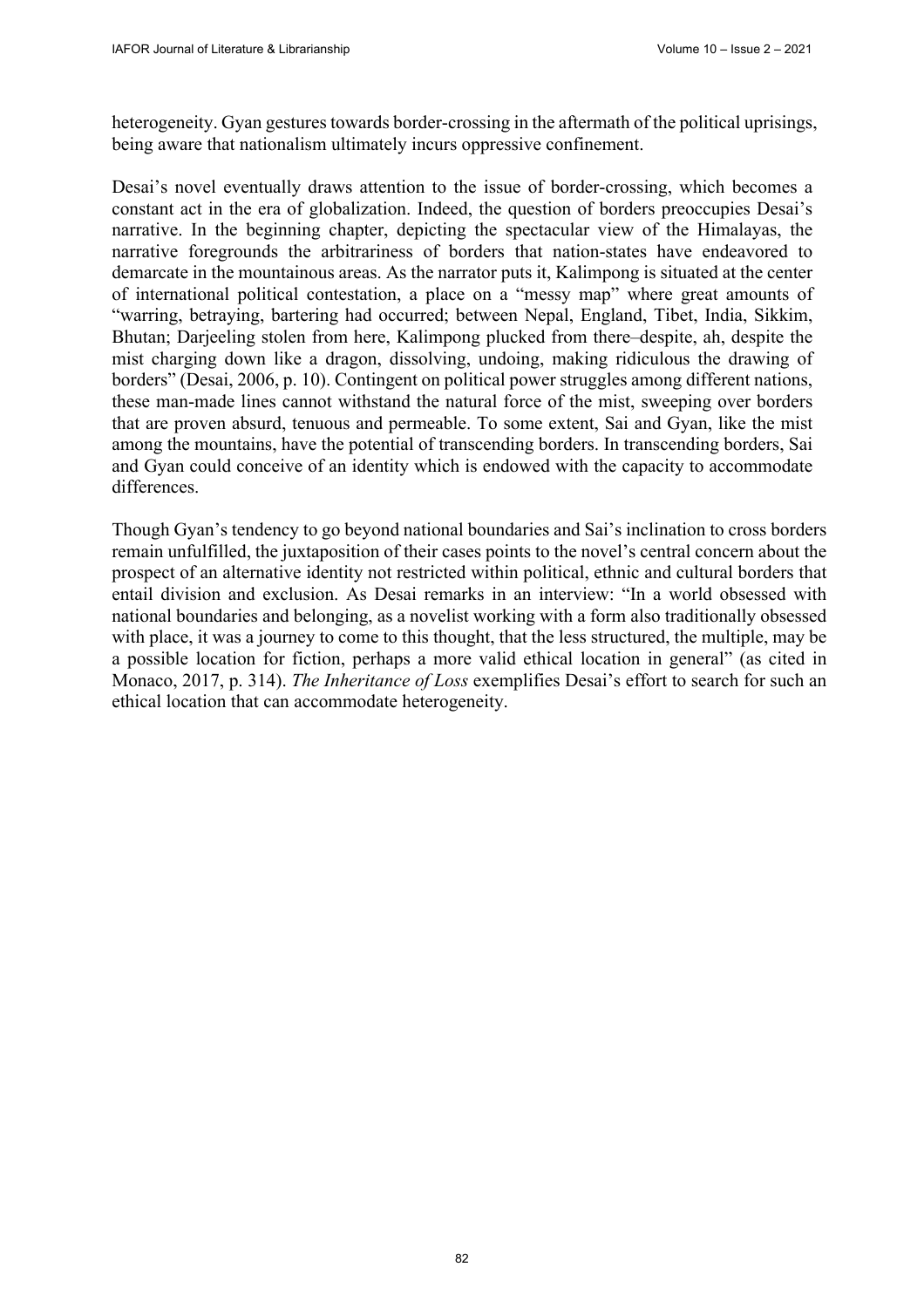heterogeneity. Gyan gestures towards border-crossing in the aftermath of the political uprisings, being aware that nationalism ultimately incurs oppressive confinement.

Desai's novel eventually draws attention to the issue of border-crossing, which becomes a constant act in the era of globalization. Indeed, the question of borders preoccupies Desai's narrative. In the beginning chapter, depicting the spectacular view of the Himalayas, the narrative foregrounds the arbitrariness of borders that nation-states have endeavored to demarcate in the mountainous areas. As the narrator puts it, Kalimpong is situated at the center of international political contestation, a place on a "messy map" where great amounts of "warring, betraying, bartering had occurred; between Nepal, England, Tibet, India, Sikkim, Bhutan; Darjeeling stolen from here, Kalimpong plucked from there–despite, ah, despite the mist charging down like a dragon, dissolving, undoing, making ridiculous the drawing of borders" (Desai, 2006, p. 10). Contingent on political power struggles among different nations, these man-made lines cannot withstand the natural force of the mist, sweeping over borders that are proven absurd, tenuous and permeable. To some extent, Sai and Gyan, like the mist among the mountains, have the potential of transcending borders. In transcending borders, Sai and Gyan could conceive of an identity which is endowed with the capacity to accommodate differences.

Though Gyan's tendency to go beyond national boundaries and Sai's inclination to cross borders remain unfulfilled, the juxtaposition of their cases points to the novel's central concern about the prospect of an alternative identity not restricted within political, ethnic and cultural borders that entail division and exclusion. As Desai remarks in an interview: "In a world obsessed with national boundaries and belonging, as a novelist working with a form also traditionally obsessed with place, it was a journey to come to this thought, that the less structured, the multiple, may be a possible location for fiction, perhaps a more valid ethical location in general" (as cited in Monaco, 2017, p. 314). *The Inheritance of Loss* exemplifies Desai's effort to search for such an ethical location that can accommodate heterogeneity.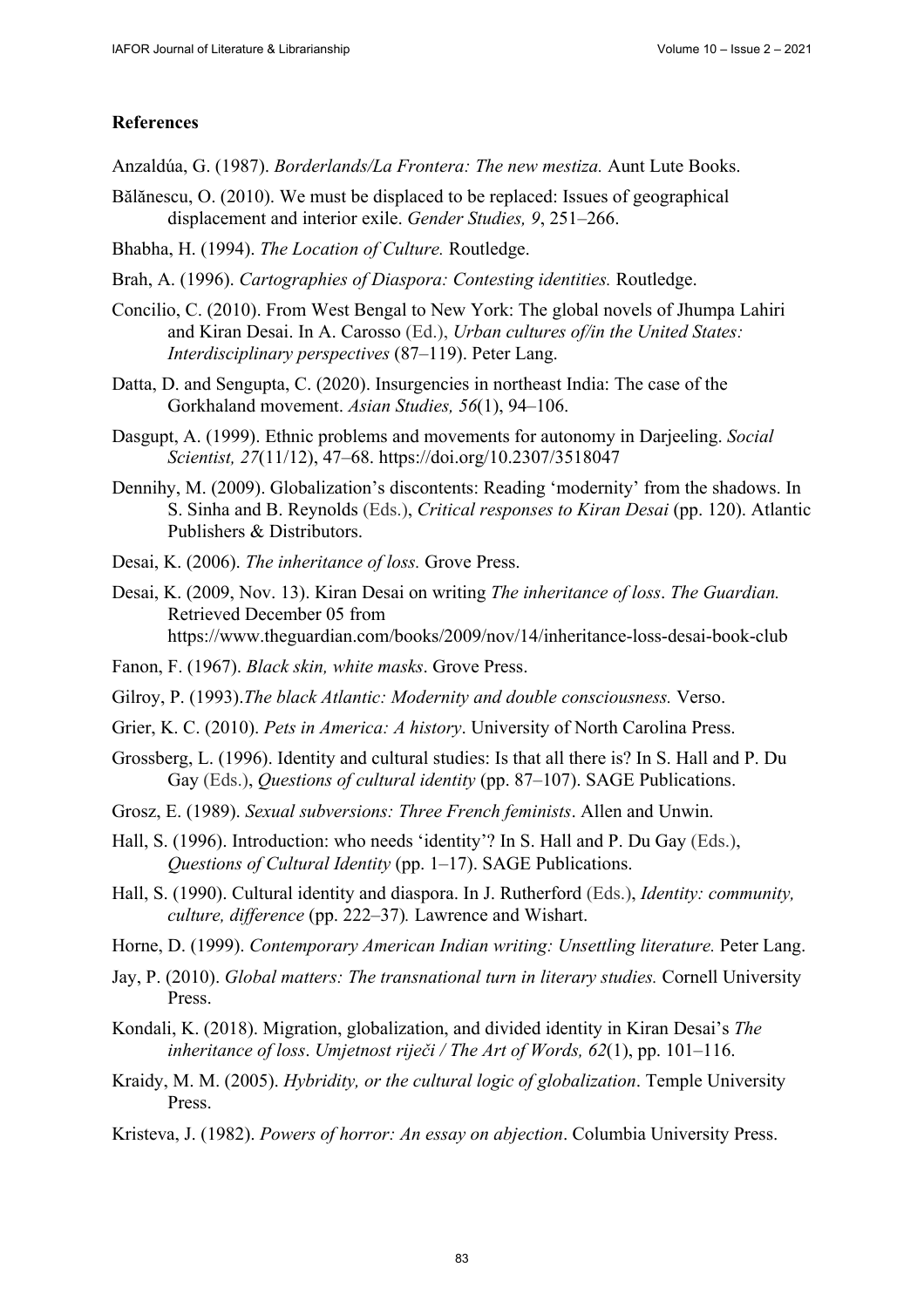## References

Anzaldúa, G. (1987). *Borderlands/La Frontera: The new mestiza.* Aunt Lute Books.

Bălănescu, O. (2010). We must be displaced to be replaced: Issues of geographical displacement and interior exile. *Gender Studies, 9*, 251–266.

Bhabha, H. (1994). *The Location of Culture.* Routledge.

Brah, A. (1996). *Cartographies of Diaspora: Contesting identities.* Routledge.

Concilio, C. (2010). From West Bengal to New York: The global novels of Jhumpa Lahiri and Kiran Desai. In A. Carosso (Ed.), *Urban cultures of/in the United States: Interdisciplinary perspectives* (87–119). Peter Lang.

Datta, D. and Sengupta, C. (2020). Insurgencies in northeast India: The case of the Gorkhaland movement. *Asian Studies, 56*(1), 94–106.

Dasgupt, A. (1999). Ethnic problems and movements for autonomy in Darjeeling. *Social Scientist, 27*(11/12), 47–68. https://doi.org/10.2307/3518047

Dennihy, M. (2009). Globalization's discontents: Reading 'modernity' from the shadows. In S. Sinha and B. Reynolds (Eds.), *Critical responses to Kiran Desai* (pp. 120). Atlantic Publishers & Distributors.

Desai, K. (2006). *The inheritance of loss.* Grove Press.

Desai, K. (2009, Nov. 13). Kiran Desai on writing *The inheritance of loss*. *The Guardian.* Retrieved December 05 from https://www.theguardian.com/books/2009/nov/14/inheritance-loss-desai-book-club

Fanon, F. (1967). *Black skin, white masks*. Grove Press.

Gilroy, P. (1993).*The black Atlantic: Modernity and double consciousness.* Verso.

Grier, K. C. (2010). *Pets in America: A history*. University of North Carolina Press.

Grossberg, L. (1996). Identity and cultural studies: Is that all there is? In S. Hall and P. Du Gay (Eds.), *Questions of cultural identity* (pp. 87–107). SAGE Publications.

Grosz, E. (1989). *Sexual subversions: Three French feminists*. Allen and Unwin.

Hall, S. (1996). Introduction: who needs 'identity'? In S. Hall and P. Du Gay (Eds.), *Questions of Cultural Identity* (pp. 1–17). SAGE Publications.

Hall, S. (1990). Cultural identity and diaspora. In J. Rutherford (Eds.), *Identity: community, culture, difference* (pp. 222–37)*.* Lawrence and Wishart.

Horne, D. (1999). *Contemporary American Indian writing: Unsettling literature.* Peter Lang.

Jay, P. (2010). *Global matters: The transnational turn in literary studies.* Cornell University Press.

Kondali, K. (2018). Migration, globalization, and divided identity in Kiran Desai's *The inheritance of loss*. *Umjetnost riječi / The Art of Words, 62*(1), pp. 101–116.

Kraidy, M. M. (2005). *Hybridity, or the cultural logic of globalization*. Temple University Press.

Kristeva, J. (1982). *Powers of horror: An essay on abjection*. Columbia University Press.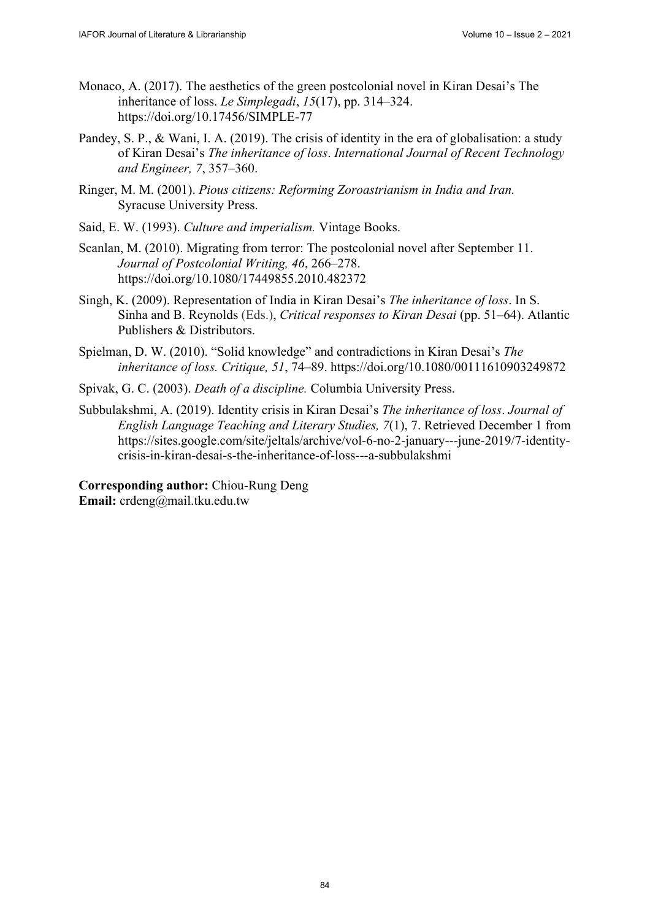Monaco, A. (2017). The aesthetics of the green postcolonial novel in Kiran Desai's The inheritance of loss. *Le Simplegadi*, *15*(17), pp. 314–324. https://doi.org/10.17456/SIMPLE-77

Pandey, S. P., & Wani, I. A. (2019). The crisis of identity in the era of globalisation: a study of Kiran Desai's *The inheritance of loss*. *International Journal of Recent Technology and Engineer, 7*, 357–360.

Ringer, M. M. (2001). *Pious citizens: Reforming Zoroastrianism in India and Iran.* Syracuse University Press.

Said, E. W. (1993). *Culture and imperialism.* Vintage Books.

Scanlan, M. (2010). Migrating from terror: The postcolonial novel after September 11. *Journal of Postcolonial Writing, 46*, 266–278. https://doi.org/10.1080/17449855.2010.482372

Singh, K. (2009). Representation of India in Kiran Desai's *The inheritance of loss*. In S. Sinha and B. Reynolds (Eds.), *Critical responses to Kiran Desai* (pp. 51–64). Atlantic Publishers & Distributors.

Spielman, D. W. (2010). "Solid knowledge" and contradictions in Kiran Desai's *The inheritance of loss. Critique, 51*, 74–89. https://doi.org/10.1080/00111610903249872

Spivak, G. C. (2003). *Death of a discipline.* Columbia University Press.

Subbulakshmi, A. (2019). Identity crisis in Kiran Desai's *The inheritance of loss*. *Journal of English Language Teaching and Literary Studies, 7*(1), 7. Retrieved December 1 from https://sites.google.com/site/jeltals/archive/vol-6-no-2-january---june-2019/7-identity-crisis-in-kiran-desai-s-the-inheritance-of-loss---a-subbulakshmi

**Corresponding author:** Chiou-Rung Deng
**Email:** crdeng@mail.tku.edu.tw